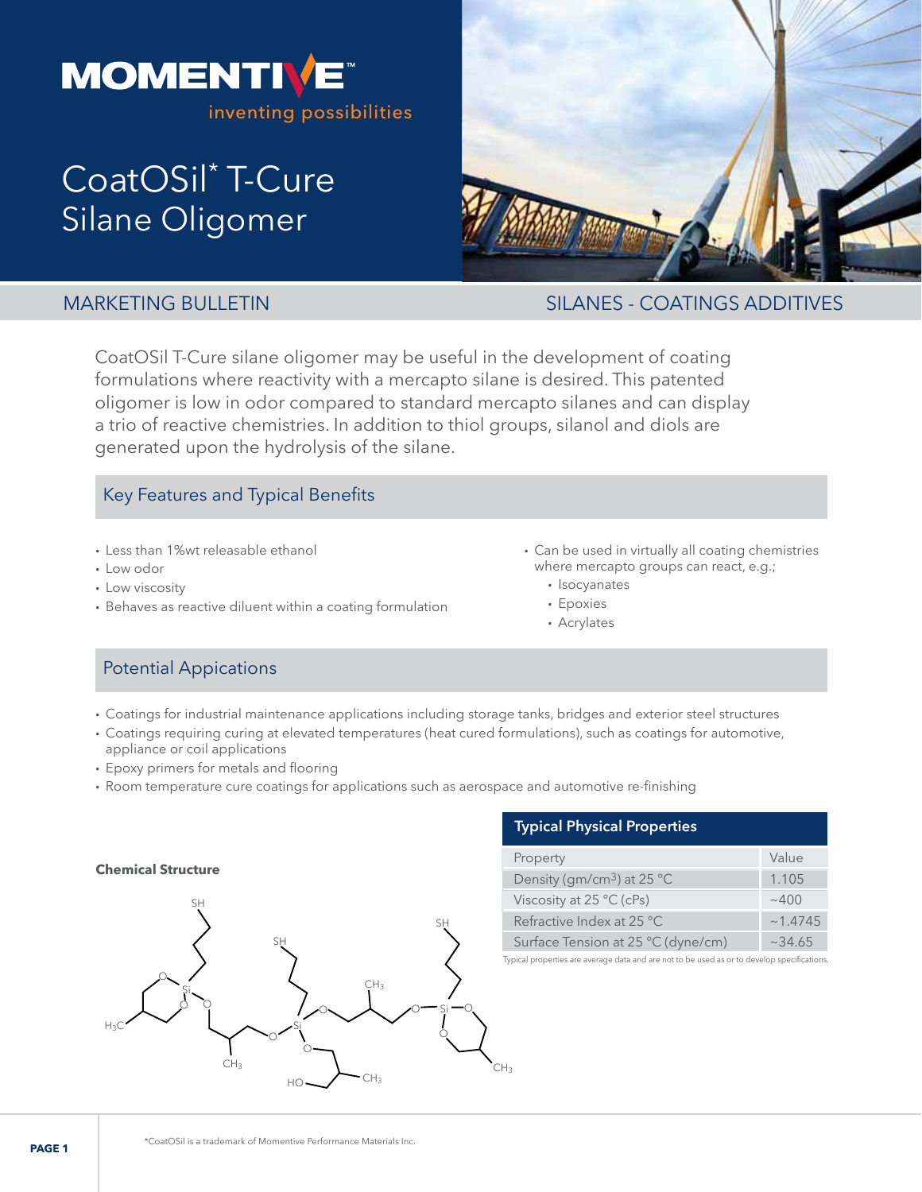# CoatOSil* T-Cure Silane Oligomer

MARKETING BULLETIN

SILANES - COATINGS ADDITIVES

CoatOSil T-Cure silane oligomer may be useful in the development of coating formulations where reactivity with a mercapto silane is desired. This patented oligomer is low in odor compared to standard mercapto silanes and can display a trio of reactive chemistries. In addition to thiol groups, silanol and diols are generated upon the hydrolysis of the silane.

## Key Features and Typical Benefits

- Less than 1%wt releasable ethanol
- Low odor
- Low viscosity
- Behaves as reactive diluent within a coating formulation
- Can be used in virtually all coating chemistries where mercapto groups can react, e.g.;
  - Isocyanates
  - Epoxies
  - Acrylates

## Potential Appications

- Coatings for industrial maintenance applications including storage tanks, bridges and exterior steel structures
- Coatings requiring curing at elevated temperatures (heat cured formulations), such as coatings for automotive, appliance or coil applications
- Epoxy primers for metals and flooring
- Room temperature cure coatings for applications such as aerospace and automotive re-finishing

**Chemical Structure**

**Typical Physical Properties**

| Property | Value |
|---|---|
| Density (gm/cm$^3$) at 25 °C | 1.105 |
| Viscosity at 25 °C (cPs) | ~400 |
| Refractive Index at 25 °C | ~1.4745 |
| Surface Tension at 25 °C (dyne/cm) | ~34.65 |

Typical properties are average data and are not to be used as or to develop specifications.

*CoatOSil is a trademark of Momentive Performance Materials Inc.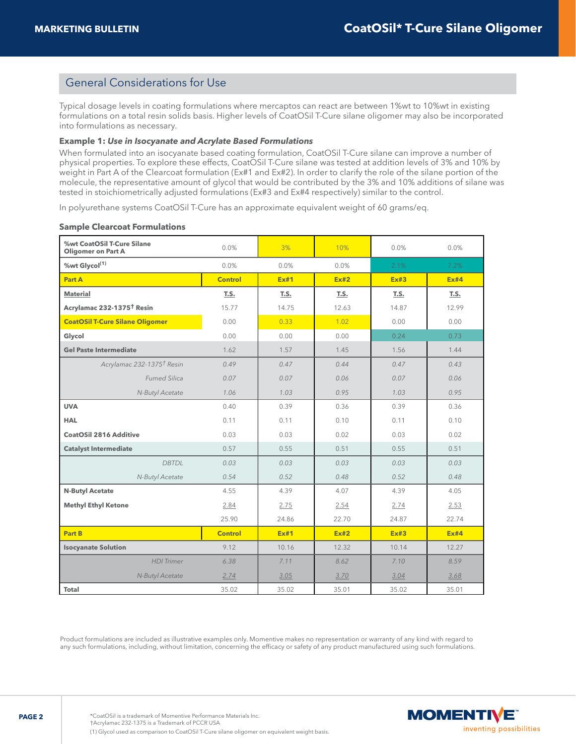## General Considerations for Use

Typical dosage levels in coating formulations where mercaptos can react are between 1%wt to 10%wt in existing formulations on a total resin solids basis. Higher levels of CoatOSil T-Cure silane oligomer may also be incorporated into formulations as necessary.

**Example 1:** ***Use in Isocyanate and Acrylate Based Formulations***

When formulated into an isocyanate based coating formulation, CoatOSil T-Cure silane can improve a number of physical properties. To explore these effects, CoatOSil T-Cure silane was tested at addition levels of 3% and 10% by weight in Part A of the Clearcoat formulation (Ex#1 and Ex#2). In order to clarify the role of the silane portion of the molecule, the representative amount of glycol that would be contributed by the 3% and 10% additions of silane was tested in stoichiometrically adjusted formulations (Ex#3 and Ex#4 respectively) similar to the control.

In polyurethane systems CoatOSil T-Cure has an approximate equivalent weight of 60 grams/eq.

**Sample Clearcoat Formulations**

| %wt CoatOSil T-Cure Silane Oligomer on Part A | 0.0% | 3% | 10% | 0.0% | 0.0% |
|---|---|---|---|---|---|
| %wt Glycol(1) | 0.0% | 0.0% | 0.0% | 2.1% | 7.2% |
| **Part A** | **Control** | **Ex#1** | **Ex#2** | **Ex#3** | **Ex#4** |
| **Material** | **T.S.** | **T.S.** | **T.S.** | **T.S.** | **T.S.** |
| **Acrylamac 232-1375† Resin** | 15.77 | 14.75 | 12.63 | 14.87 | 12.99 |
| **CoatOSil T-Cure Silane Oligomer** | 0.00 | 0.33 | 1.02 | 0.00 | 0.00 |
| **Glycol** | 0.00 | 0.00 | 0.00 | 0.24 | 0.73 |
| **Gel Paste Intermediate** | 1.62 | 1.57 | 1.45 | 1.56 | 1.44 |
| *Acrylamac 232-1375† Resin* | *0.49* | *0.47* | *0.44* | *0.47* | *0.43* |
| *Fumed Silica* | *0.07* | *0.07* | *0.06* | *0.07* | *0.06* |
| *N-Butyl Acetate* | *1.06* | *1.03* | *0.95* | *1.03* | *0.95* |
| **UVA** | 0.40 | 0.39 | 0.36 | 0.39 | 0.36 |
| **HAL** | 0.11 | 0.11 | 0.10 | 0.11 | 0.10 |
| **CoatOSil 2816 Additive** | 0.03 | 0.03 | 0.02 | 0.03 | 0.02 |
| **Catalyst Intermediate** | 0.57 | 0.55 | 0.51 | 0.55 | 0.51 |
| *DBTDL* | *0.03* | *0.03* | *0.03* | *0.03* | *0.03* |
| *N-Butyl Acetate* | *0.54* | *0.52* | *0.48* | *0.52* | *0.48* |
| **N-Butyl Acetate** | 4.55 | 4.39 | 4.07 | 4.39 | 4.05 |
| **Methyl Ethyl Ketone** | 2.84 | 2.75 | 2.54 | 2.74 | 2.53 |
| | 25.90 | 24.86 | 22.70 | 24.87 | 22.74 |
| **Part B** | **Control** | **Ex#1** | **Ex#2** | **Ex#3** | **Ex#4** |
| **Isocyanate Solution** | 9.12 | 10.16 | 12.32 | 10.14 | 12.27 |
| *HDI Trimer* | *6.38* | *7.11* | *8.62* | *7.10* | *8.59* |
| *N-Butyl Acetate* | *2.74* | *3.05* | *3.70* | *3.04* | *3.68* |
| **Total** | 35.02 | 35.02 | 35.01 | 35.02 | 35.01 |

Product formulations are included as illustrative examples only. Momentive makes no representation or warranty of any kind with regard to any such formulations, including, without limitation, concerning the efficacy or safety of any product manufactured using such formulations.

*CoatOSil is a trademark of Momentive Performance Materials Inc.
†Acrylamac 232-1375 is a Trademark of PCCR USA
(1) Glycol used as comparison to CoatOSil T-Cure silane oligomer on equivalent weight basis.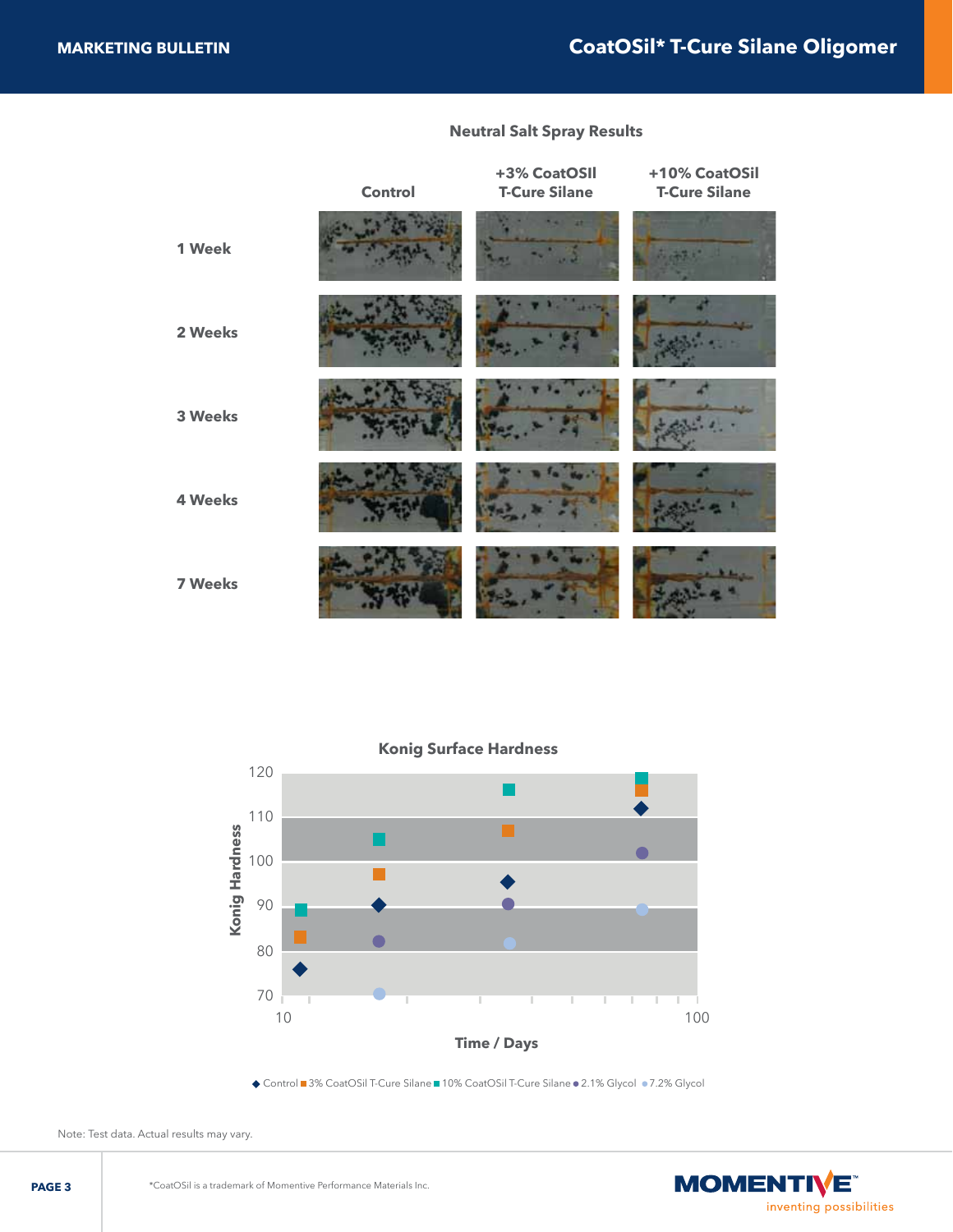## Neutral Salt Spray Results

| | Control | +3% CoatOSIl T-Cure Silane | +10% CoatOSil T-Cure Silane |
|---|---|---|---|
| 1 Week | | | |
| 2 Weeks | | | |
| 3 Weeks | | | |
| 4 Weeks | | | |
| 7 Weeks | | | |

## Konig Surface Hardness

Konig Hardness

Time / Days

◆ Control ■ 3% CoatOSil T-Cure Silane ■ 10% CoatOSil T-Cure Silane ● 2.1% Glycol ● 7.2% Glycol

Note: Test data. Actual results may vary.

*CoatOSil is a trademark of Momentive Performance Materials Inc.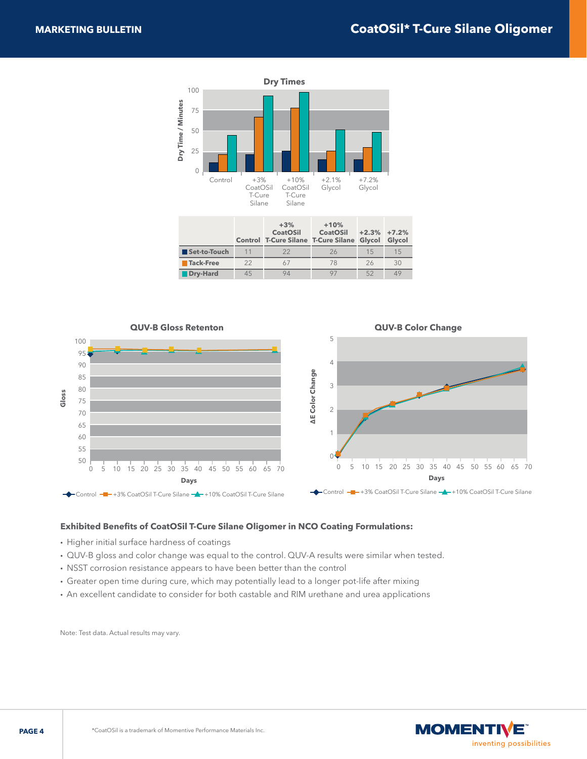## Dry Times

| | Control | +3% CoatOSil T-Cure Silane | +10% CoatOSil T-Cure Silane | +2.3% Glycol | +7.2% Glycol |
|---|---|---|---|---|---|
| Set-to-Touch | 11 | 22 | 26 | 15 | 15 |
| Tack-Free | 22 | 67 | 78 | 26 | 30 |
| Dry-Hard | 45 | 94 | 97 | 52 | 49 |

## QUV-B Gloss Retenton

## QUV-B Color Change

**Exhibited Benefits of CoatOSil T-Cure Silane Oligomer in NCO Coating Formulations:**

- Higher initial surface hardness of coatings
- QUV-B gloss and color change was equal to the control. QUV-A results were similar when tested.
- NSST corrosion resistance appears to have been better than the control
- Greater open time during cure, which may potentially lead to a longer pot-life after mixing
- An excellent candidate to consider for both castable and RIM urethane and urea applications

Note: Test data. Actual results may vary.

*CoatOSil is a trademark of Momentive Performance Materials Inc.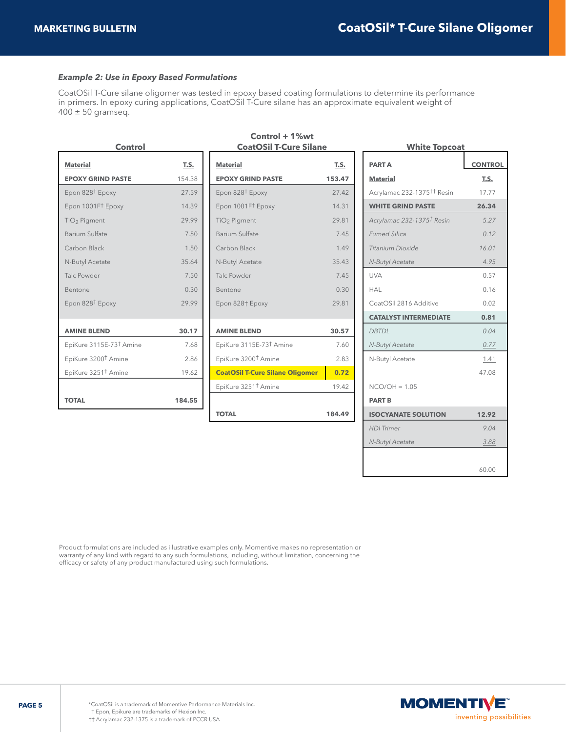### *Example 2: Use in Epoxy Based Formulations*

CoatOSil T-Cure silane oligomer was tested in epoxy based coating formulations to determine its performance in primers. In epoxy curing applications, CoatOSil T-Cure silane has an approximate equivalent weight of 400 ± 50 gramseq.

**Control**

| Material | T.S. |
|---|---|
| **EPOXY GRIND PASTE** | 154.38 |
| Epon 828† Epoxy | 27.59 |
| Epon 1001F† Epoxy | 14.39 |
| $TiO_2$ Pigment | 29.99 |
| Barium Sulfate | 7.50 |
| Carbon Black | 1.50 |
| N-Butyl Acetate | 35.64 |
| Talc Powder | 7.50 |
| Bentone | 0.30 |
| Epon 828† Epoxy | 29.99 |
| **AMINE BLEND** | **30.17** |
| EpiKure 3115E-73† Amine | 7.68 |
| EpiKure 3200† Amine | 2.86 |
| EpiKure 3251† Amine | 19.62 |
| **TOTAL** | **184.55** |

**Control + 1%wt CoatOSil T-Cure Silane**

| Material | T.S. |
|---|---|
| **EPOXY GRIND PASTE** | **153.47** |
| Epon 828† Epoxy | 27.42 |
| Epon 1001F† Epoxy | 14.31 |
| $TiO_2$ Pigment | 29.81 |
| Barium Sulfate | 7.45 |
| Carbon Black | 1.49 |
| N-Butyl Acetate | 35.43 |
| Talc Powder | 7.45 |
| Bentone | 0.30 |
| Epon 828† Epoxy | 29.81 |
| **AMINE BLEND** | **30.57** |
| EpiKure 3115E-73† Amine | 7.60 |
| EpiKure 3200† Amine | 2.83 |
| **CoatOSil T-Cure Silane Oligomer** | **0.72** |
| EpiKure 3251† Amine | 19.42 |
| **TOTAL** | **184.49** |

**White Topcoat**

| PART A | CONTROL |
|---|---|
| **Material** | **T.S.** |
| Acrylamac 232-1375†† Resin | 17.77 |
| **WHITE GRIND PASTE** | **26.34** |
| *Acrylamac 232-1375† Resin* | *5.27* |
| *Fumed Silica* | *0.12* |
| *Titanium Dioxide* | *16.01* |
| *N-Butyl Acetate* | *4.95* |
| UVA | 0.57 |
| HAL | 0.16 |
| CoatOSil 2816 Additive | 0.02 |
| **CATALYST INTERMEDIATE** | **0.81** |
| *DBTDL* | *0.04* |
| *N-Butyl Acetate* | *0.77* |
| N-Butyl Acetate | 1.41 |
| | 47.08 |
| NCO/OH = 1.05 | |
| **PART B** | |
| **ISOCYANATE SOLUTION** | **12.92** |
| *HDI Trimer* | *9.04* |
| *N-Butyl Acetate* | *3.88* |
| | 60.00 |

Product formulations are included as illustrative examples only. Momentive makes no representation or warranty of any kind with regard to any such formulations, including, without limitation, concerning the efficacy or safety of any product manufactured using such formulations.

*CoatOSil is a trademark of Momentive Performance Materials Inc.
† Epon, Epikure are trademarks of Hexion Inc.
†† Acrylamac 232-1375 is a trademark of PCCR USA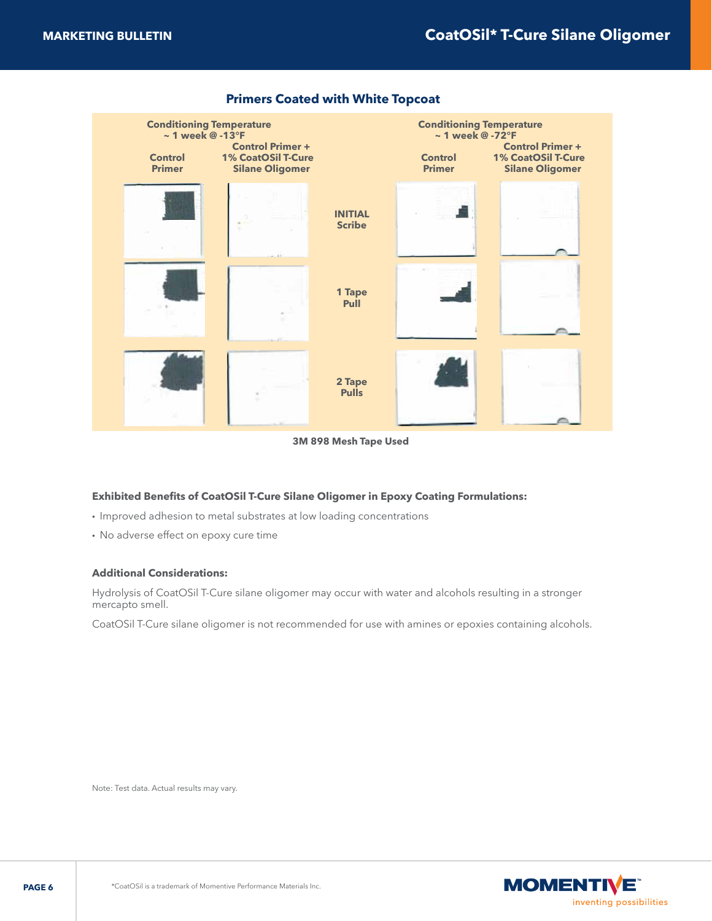## Primers Coated with White Topcoat

| Conditioning Temperature ~ 1 week @ -13°F | | | Conditioning Temperature ~ 1 week @ -72°F | |
|---|---|---|---|---|
| Control Primer | Control Primer + 1% CoatOSil T-Cure Silane Oligomer | | Control Primer | Control Primer + 1% CoatOSil T-Cure Silane Oligomer |
| | | INITIAL Scribe | | |
| | | 1 Tape Pull | | |
| | | 2 Tape Pulls | | |

3M 898 Mesh Tape Used

**Exhibited Benefits of CoatOSil T-Cure Silane Oligomer in Epoxy Coating Formulations:**

- Improved adhesion to metal substrates at low loading concentrations
- No adverse effect on epoxy cure time

**Additional Considerations:**

Hydrolysis of CoatOSil T-Cure silane oligomer may occur with water and alcohols resulting in a stronger mercapto smell.

CoatOSil T-Cure silane oligomer is not recommended for use with amines or epoxies containing alcohols.

Note: Test data. Actual results may vary.

*CoatOSil is a trademark of Momentive Performance Materials Inc.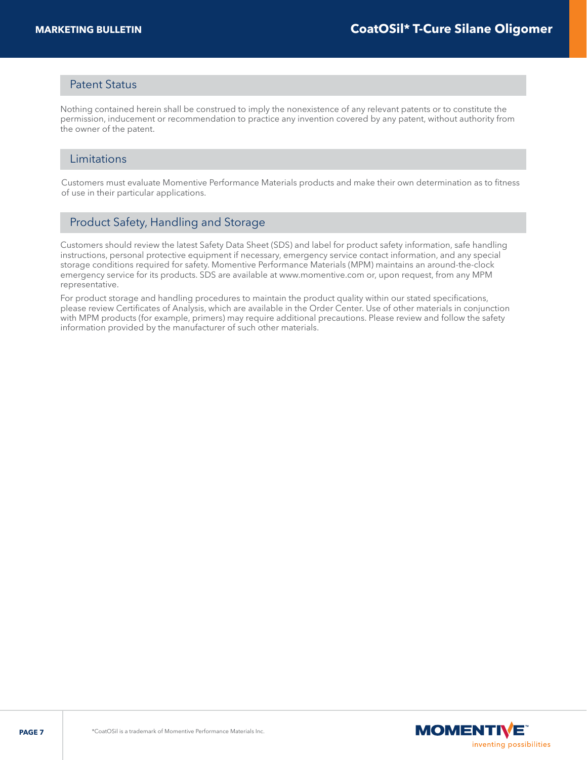## Patent Status

Nothing contained herein shall be construed to imply the nonexistence of any relevant patents or to constitute the permission, inducement or recommendation to practice any invention covered by any patent, without authority from the owner of the patent.

## Limitations

Customers must evaluate Momentive Performance Materials products and make their own determination as to fitness of use in their particular applications.

## Product Safety, Handling and Storage

Customers should review the latest Safety Data Sheet (SDS) and label for product safety information, safe handling instructions, personal protective equipment if necessary, emergency service contact information, and any special storage conditions required for safety. Momentive Performance Materials (MPM) maintains an around-the-clock emergency service for its products. SDS are available at www.momentive.com or, upon request, from any MPM representative.

For product storage and handling procedures to maintain the product quality within our stated specifications, please review Certificates of Analysis, which are available in the Order Center. Use of other materials in conjunction with MPM products (for example, primers) may require additional precautions. Please review and follow the safety information provided by the manufacturer of such other materials.

*CoatOSil is a trademark of Momentive Performance Materials Inc.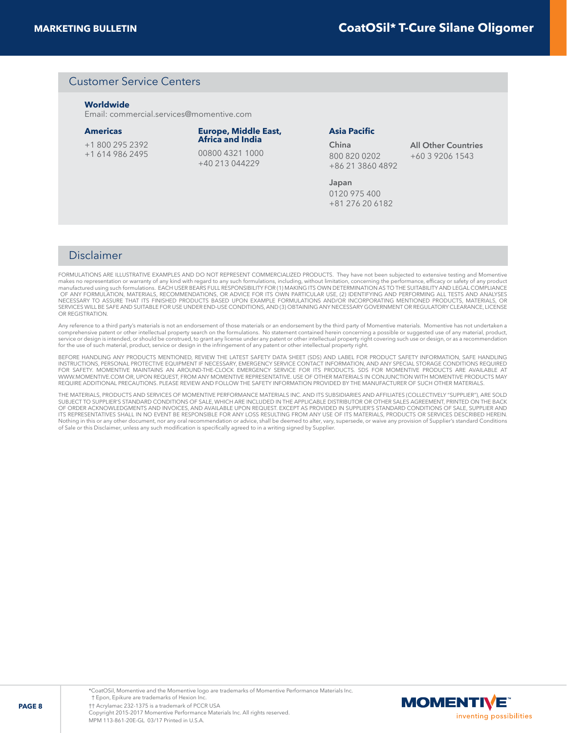## Customer Service Centers

**Worldwide**
Email: commercial.services@momentive.com

**Americas**
+1 800 295 2392
+1 614 986 2495

**Europe, Middle East, Africa and India**
00800 4321 1000
+40 213 044229

**Asia Pacific**

**China**
800 820 0202
+86 21 3860 4892

**Japan**
0120 975 400
+81 276 20 6182

**All Other Countries**
+60 3 9206 1543

## Disclaimer

FORMULATIONS ARE ILLUSTRATIVE EXAMPLES AND DO NOT REPRESENT COMMERCIALIZED PRODUCTS. They have not been subjected to extensive testing and Momentive makes no representation or warranty of any kind with regard to any such formulations, including, without limitation, concerning the performance, efficacy or safety of any product manufactured using such formulations. EACH USER BEARS FULL RESPONSIBILITY FOR (1) MAKING ITS OWN DETERMINATION AS TO THE SUITABILITY AND LEGAL COMPLIANCE OF ANY FORMULATION, MATERIALS, RECOMMENDATIONS, OR ADVICE FOR ITS OWN PARTICULAR USE, (2) IDENTIFYING AND PERFORMING ALL TESTS AND ANALYSES NECESSARY TO ASSURE THAT ITS FINISHED PRODUCTS BASED UPON EXAMPLE FORMULATIONS AND/OR INCORPORATING MENTIONED PRODUCTS, MATERIALS, OR SERVICES WILL BE SAFE AND SUITABLE FOR USE UNDER END-USE CONDITIONS, AND (3) OBTAINING ANY NECESSARY GOVERNMENT OR REGULATORY CLEARANCE, LICENSE OR REGISTRATION.

Any reference to a third party's materials is not an endorsement of those materials or an endorsement by the third party of Momentive materials. Momentive has not undertaken a comprehensive patent or other intellectual property search on the formulations. No statement contained herein concerning a possible or suggested use of any material, product, service or design is intended, or should be construed, to grant any license under any patent or other intellectual property right covering such use or design, or as a recommendation for the use of such material, product, service or design in the infringement of any patent or other intellectual property right.

BEFORE HANDLING ANY PRODUCTS MENTIONED, REVIEW THE LATEST SAFETY DATA SHEET (SDS) AND LABEL FOR PRODUCT SAFETY INFORMATION, SAFE HANDLING INSTRUCTIONS, PERSONAL PROTECTIVE EQUIPMENT IF NECESSARY, EMERGENCY SERVICE CONTACT INFORMATION, AND ANY SPECIAL STORAGE CONDITIONS REQUIRED FOR SAFETY. MOMENTIVE MAINTAINS AN AROUND-THE-CLOCK EMERGENCY SERVICE FOR ITS PRODUCTS. SDS FOR MOMENTIVE PRODUCTS ARE AVAILABLE AT WWW.MOMENTIVE.COM OR, UPON REQUEST, FROM ANY MOMENTIVE REPRESENTATIVE. USE OF OTHER MATERIALS IN CONJUNCTION WITH MOMENTIVE PRODUCTS MAY REQUIRE ADDITIONAL PRECAUTIONS. PLEASE REVIEW AND FOLLOW THE SAFETY INFORMATION PROVIDED BY THE MANUFACTURER OF SUCH OTHER MATERIALS.

THE MATERIALS, PRODUCTS AND SERVICES OF MOMENTIVE PERFORMANCE MATERIALS INC. AND ITS SUBSIDIARIES AND AFFILIATES (COLLECTIVELY "SUPPLIER"), ARE SOLD SUBJECT TO SUPPLIER'S STANDARD CONDITIONS OF SALE, WHICH ARE INCLUDED IN THE APPLICABLE DISTRIBUTOR OR OTHER SALES AGREEMENT, PRINTED ON THE BACK OF ORDER ACKNOWLEDGMENTS AND INVOICES, AND AVAILABLE UPON REQUEST. EXCEPT AS PROVIDED IN SUPPLIER'S STANDARD CONDITIONS OF SALE, SUPPLIER AND ITS REPRESENTATIVES SHALL IN NO EVENT BE RESPONSIBLE FOR ANY LOSS RESULTING FROM ANY USE OF ITS MATERIALS, PRODUCTS OR SERVICES DESCRIBED HEREIN. Nothing in this or any other document, nor any oral recommendation or advice, shall be deemed to alter, vary, supersede, or waive any provision of Supplier's standard Conditions of Sale or this Disclaimer, unless any such modification is specifically agreed to in a writing signed by Supplier.

*CoatOSil, Momentive and the Momentive logo are trademarks of Momentive Performance Materials Inc.
† Epon, Epikure are trademarks of Hexion Inc.
†† Acrylamac 232-1375 is a trademark of PCCR USA
Copyright 2015-2017 Momentive Performance Materials Inc. All rights reserved.
MPM 113-861-20E-GL 03/17 Printed in U.S.A.